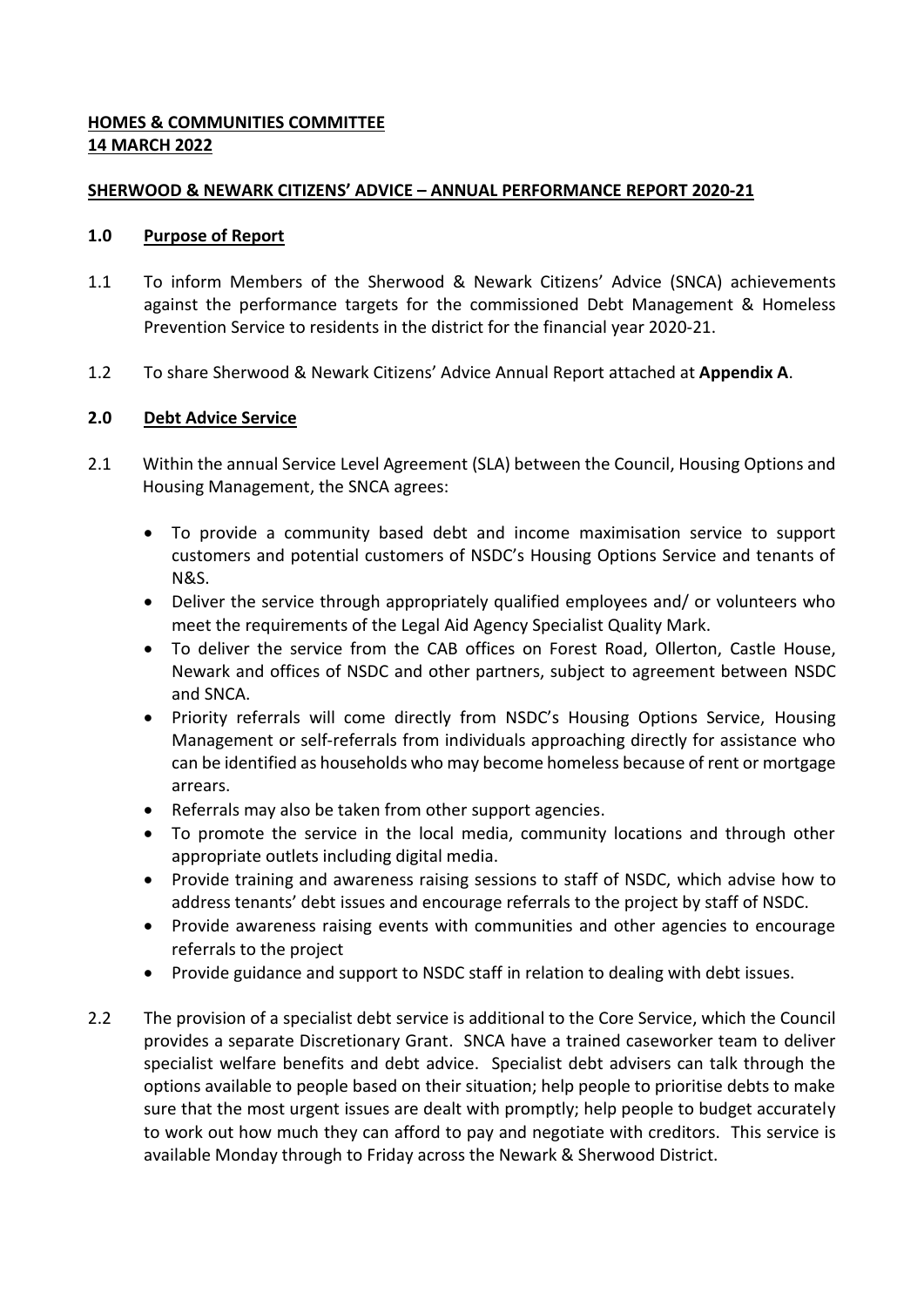**HOMES & COMMUNITIES COMMITTEE**
**14 MARCH 2022**

**SHERWOOD & NEWARK CITIZENS' ADVICE – ANNUAL PERFORMANCE REPORT 2020-21**

## 1.0 Purpose of Report

1.1 To inform Members of the Sherwood & Newark Citizens' Advice (SNCA) achievements against the performance targets for the commissioned Debt Management & Homeless Prevention Service to residents in the district for the financial year 2020-21.

1.2 To share Sherwood & Newark Citizens' Advice Annual Report attached at **Appendix A**.

## 2.0 Debt Advice Service

2.1 Within the annual Service Level Agreement (SLA) between the Council, Housing Options and Housing Management, the SNCA agrees:

- To provide a community based debt and income maximisation service to support customers and potential customers of NSDC's Housing Options Service and tenants of N&S.
- Deliver the service through appropriately qualified employees and/ or volunteers who meet the requirements of the Legal Aid Agency Specialist Quality Mark.
- To deliver the service from the CAB offices on Forest Road, Ollerton, Castle House, Newark and offices of NSDC and other partners, subject to agreement between NSDC and SNCA.
- Priority referrals will come directly from NSDC's Housing Options Service, Housing Management or self-referrals from individuals approaching directly for assistance who can be identified as households who may become homeless because of rent or mortgage arrears.
- Referrals may also be taken from other support agencies.
- To promote the service in the local media, community locations and through other appropriate outlets including digital media.
- Provide training and awareness raising sessions to staff of NSDC, which advise how to address tenants' debt issues and encourage referrals to the project by staff of NSDC.
- Provide awareness raising events with communities and other agencies to encourage referrals to the project
- Provide guidance and support to NSDC staff in relation to dealing with debt issues.

2.2 The provision of a specialist debt service is additional to the Core Service, which the Council provides a separate Discretionary Grant. SNCA have a trained caseworker team to deliver specialist welfare benefits and debt advice. Specialist debt advisers can talk through the options available to people based on their situation; help people to prioritise debts to make sure that the most urgent issues are dealt with promptly; help people to budget accurately to work out how much they can afford to pay and negotiate with creditors. This service is available Monday through to Friday across the Newark & Sherwood District.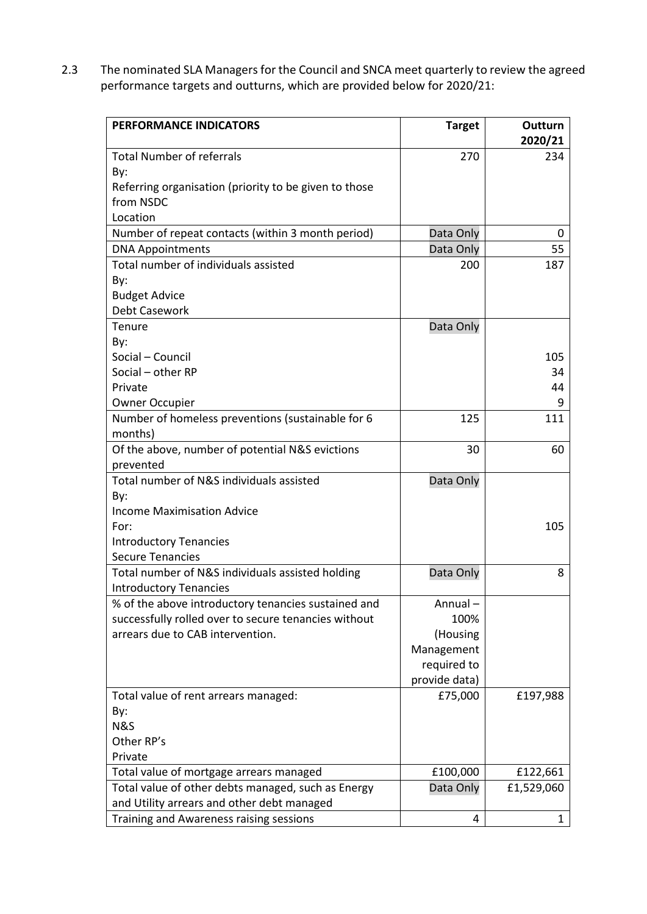2.3 The nominated SLA Managers for the Council and SNCA meet quarterly to review the agreed performance targets and outturns, which are provided below for 2020/21:

| PERFORMANCE INDICATORS | Target | Outturn 2020/21 |
|---|---|---|
| Total Number of referrals<br>By:<br>Referring organisation (priority to be given to those from NSDC<br>Location | 270 | 234 |
| Number of repeat contacts (within 3 month period) | Data Only | 0 |
| DNA Appointments | Data Only | 55 |
| Total number of individuals assisted<br>By:<br>Budget Advice<br>Debt Casework | 200 | 187 |
| Tenure<br>By:<br>Social – Council<br>Social – other RP<br>Private<br>Owner Occupier | Data Only | <br><br>105<br>34<br>44<br>9 |
| Number of homeless preventions (sustainable for 6 months) | 125 | 111 |
| Of the above, number of potential N&S evictions prevented | 30 | 60 |
| Total number of N&S individuals assisted<br>By:<br>Income Maximisation Advice<br>For:<br>Introductory Tenancies<br>Secure Tenancies | Data Only | <br><br><br>105 |
| Total number of N&S individuals assisted holding Introductory Tenancies | Data Only | 8 |
| % of the above introductory tenancies sustained and successfully rolled over to secure tenancies without arrears due to CAB intervention. | Annual – 100% (Housing Management required to provide data) | |
| Total value of rent arrears managed:<br>By:<br>N&S<br>Other RP's<br>Private | £75,000 | £197,988 |
| Total value of mortgage arrears managed | £100,000 | £122,661 |
| Total value of other debts managed, such as Energy and Utility arrears and other debt managed | Data Only | £1,529,060 |
| Training and Awareness raising sessions | 4 | 1 |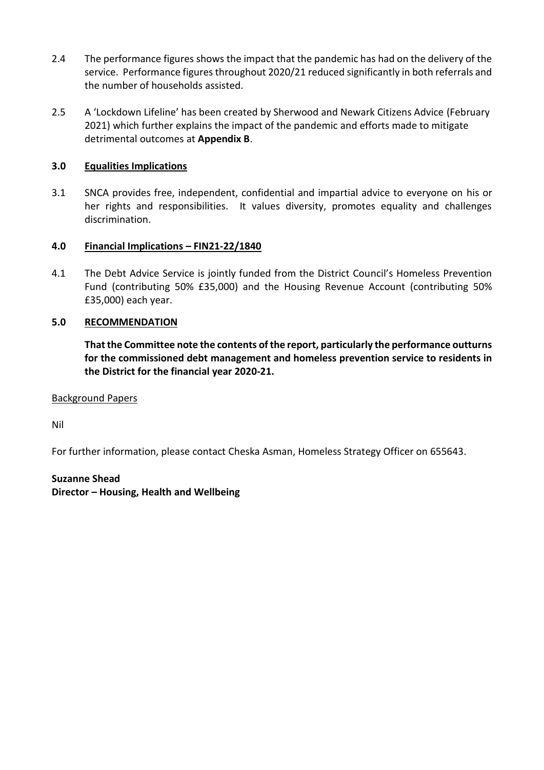2.4 The performance figures shows the impact that the pandemic has had on the delivery of the service. Performance figures throughout 2020/21 reduced significantly in both referrals and the number of households assisted.

2.5 A 'Lockdown Lifeline' has been created by Sherwood and Newark Citizens Advice (February 2021) which further explains the impact of the pandemic and efforts made to mitigate detrimental outcomes at **Appendix B**.

## 3.0 Equalities Implications

3.1 SNCA provides free, independent, confidential and impartial advice to everyone on his or her rights and responsibilities. It values diversity, promotes equality and challenges discrimination.

## 4.0 Financial Implications – FIN21-22/1840

4.1 The Debt Advice Service is jointly funded from the District Council's Homeless Prevention Fund (contributing 50% £35,000) and the Housing Revenue Account (contributing 50% £35,000) each year.

## 5.0 RECOMMENDATION

**That the Committee note the contents of the report, particularly the performance outturns for the commissioned debt management and homeless prevention service to residents in the District for the financial year 2020-21.**

Background Papers

Nil

For further information, please contact Cheska Asman, Homeless Strategy Officer on 655643.

**Suzanne Shead**
**Director – Housing, Health and Wellbeing**